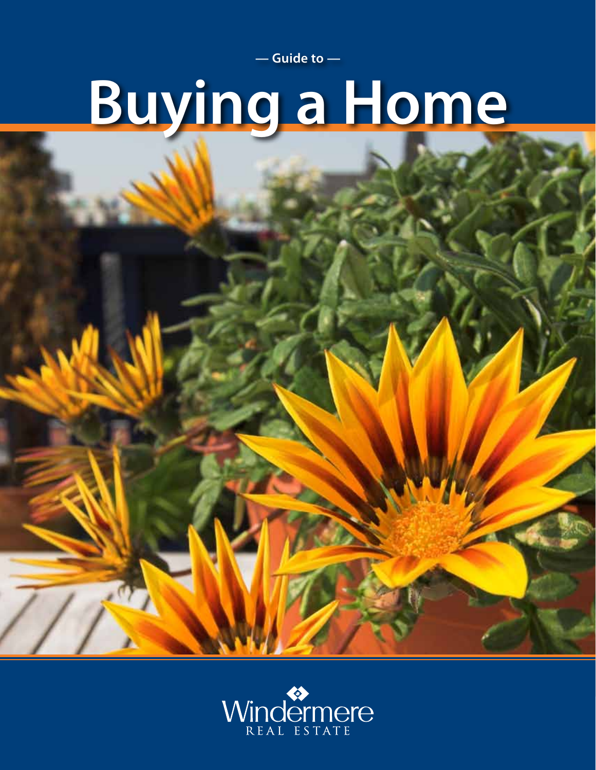— Guide to —

# Buying a Home

Windermere
REAL ESTATE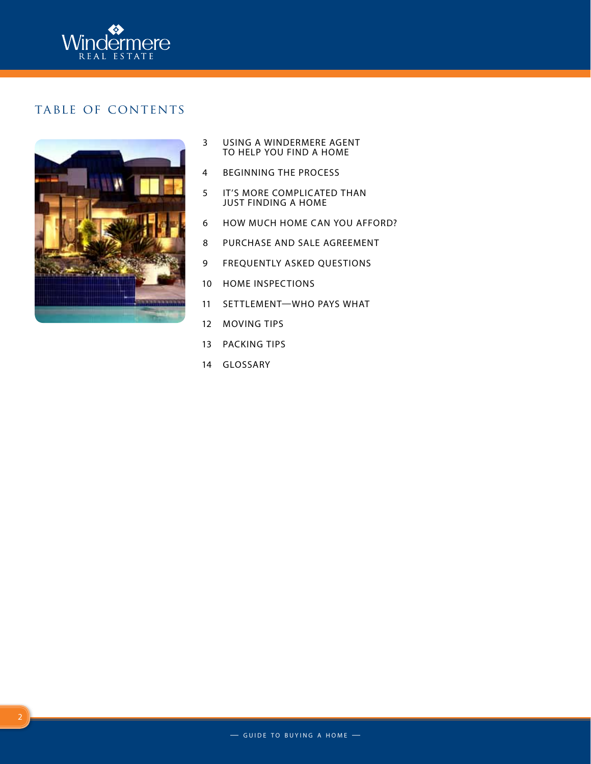# TABLE OF CONTENTS

- 3 USING A WINDERMERE AGENT TO HELP YOU FIND A HOME
- 4 BEGINNING THE PROCESS
- 5 IT'S MORE COMPLICATED THAN JUST FINDING A HOME
- 6 HOW MUCH HOME CAN YOU AFFORD?
- 8 PURCHASE AND SALE AGREEMENT
- 9 FREQUENTLY ASKED QUESTIONS
- 10 HOME INSPECTIONS
- 11 SETTLEMENT—WHO PAYS WHAT
- 12 MOVING TIPS
- 13 PACKING TIPS
- 14 GLOSSARY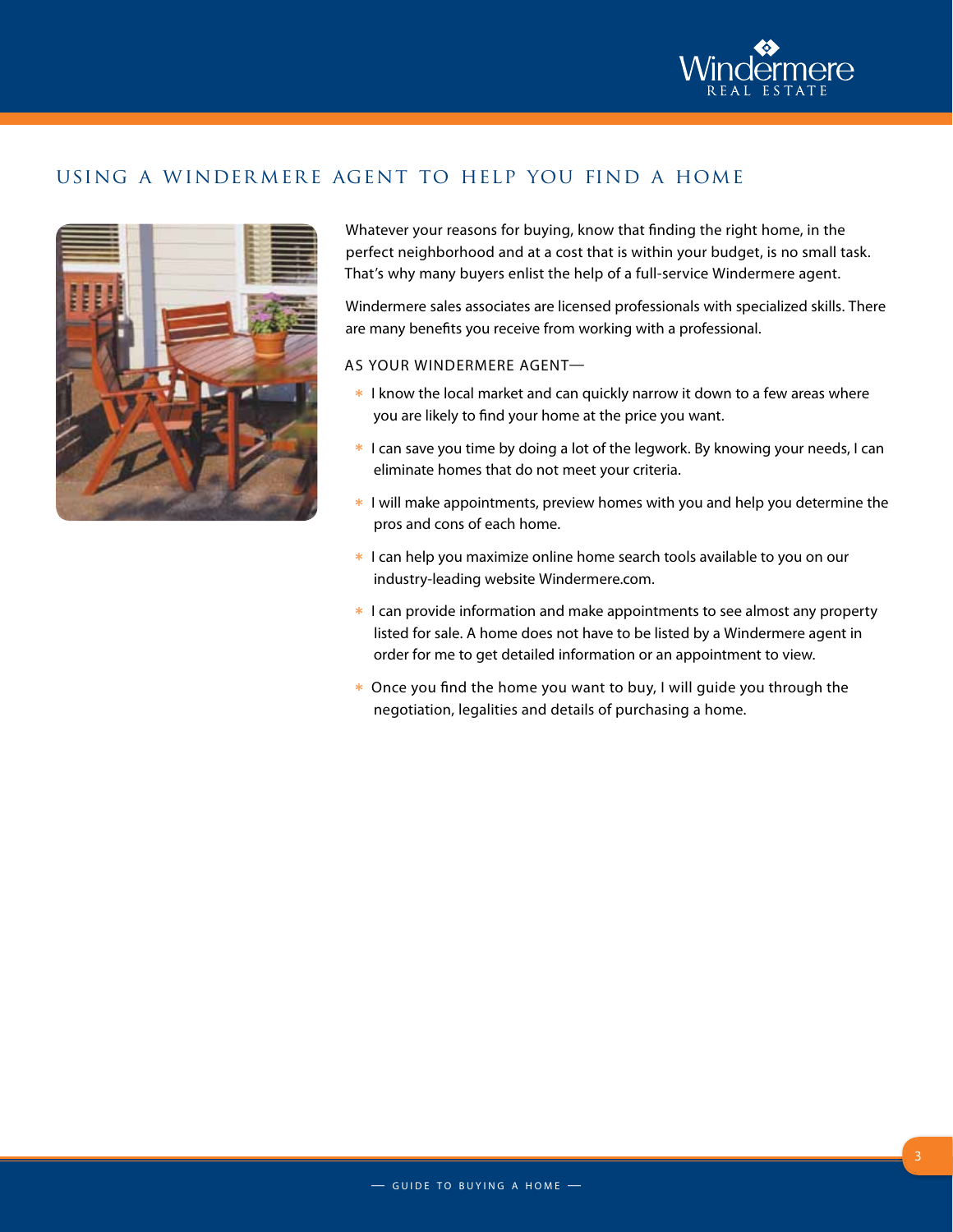## USING A WINDERMERE AGENT TO HELP YOU FIND A HOME

Whatever your reasons for buying, know that finding the right home, in the perfect neighborhood and at a cost that is within your budget, is no small task. That's why many buyers enlist the help of a full-service Windermere agent.

Windermere sales associates are licensed professionals with specialized skills. There are many benefits you receive from working with a professional.

AS YOUR WINDERMERE AGENT—

- I know the local market and can quickly narrow it down to a few areas where you are likely to find your home at the price you want.
- I can save you time by doing a lot of the legwork. By knowing your needs, I can eliminate homes that do not meet your criteria.
- I will make appointments, preview homes with you and help you determine the pros and cons of each home.
- I can help you maximize online home search tools available to you on our industry-leading website Windermere.com.
- I can provide information and make appointments to see almost any property listed for sale. A home does not have to be listed by a Windermere agent in order for me to get detailed information or an appointment to view.
- Once you find the home you want to buy, I will guide you through the negotiation, legalities and details of purchasing a home.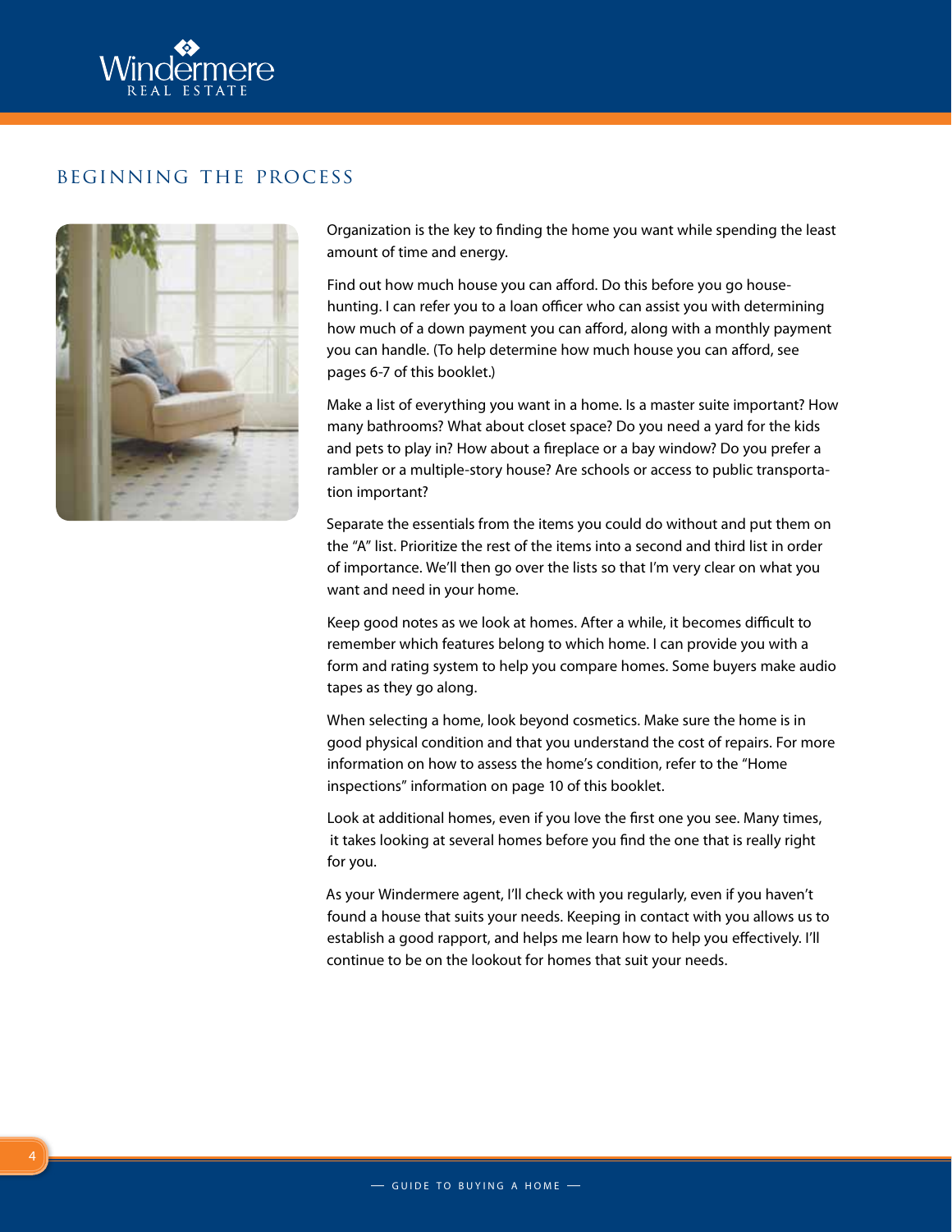## BEGINNING THE PROCESS

Organization is the key to finding the home you want while spending the least amount of time and energy.

Find out how much house you can afford. Do this before you go house-hunting. I can refer you to a loan officer who can assist you with determining how much of a down payment you can afford, along with a monthly payment you can handle. (To help determine how much house you can afford, see pages 6-7 of this booklet.)

Make a list of everything you want in a home. Is a master suite important? How many bathrooms? What about closet space? Do you need a yard for the kids and pets to play in? How about a fireplace or a bay window? Do you prefer a rambler or a multiple-story house? Are schools or access to public transportation important?

Separate the essentials from the items you could do without and put them on the "A" list. Prioritize the rest of the items into a second and third list in order of importance. We'll then go over the lists so that I'm very clear on what you want and need in your home.

Keep good notes as we look at homes. After a while, it becomes difficult to remember which features belong to which home. I can provide you with a form and rating system to help you compare homes. Some buyers make audio tapes as they go along.

When selecting a home, look beyond cosmetics. Make sure the home is in good physical condition and that you understand the cost of repairs. For more information on how to assess the home's condition, refer to the "Home inspections" information on page 10 of this booklet.

Look at additional homes, even if you love the first one you see. Many times, it takes looking at several homes before you find the one that is really right for you.

As your Windermere agent, I'll check with you regularly, even if you haven't found a house that suits your needs. Keeping in contact with you allows us to establish a good rapport, and helps me learn how to help you effectively. I'll continue to be on the lookout for homes that suit your needs.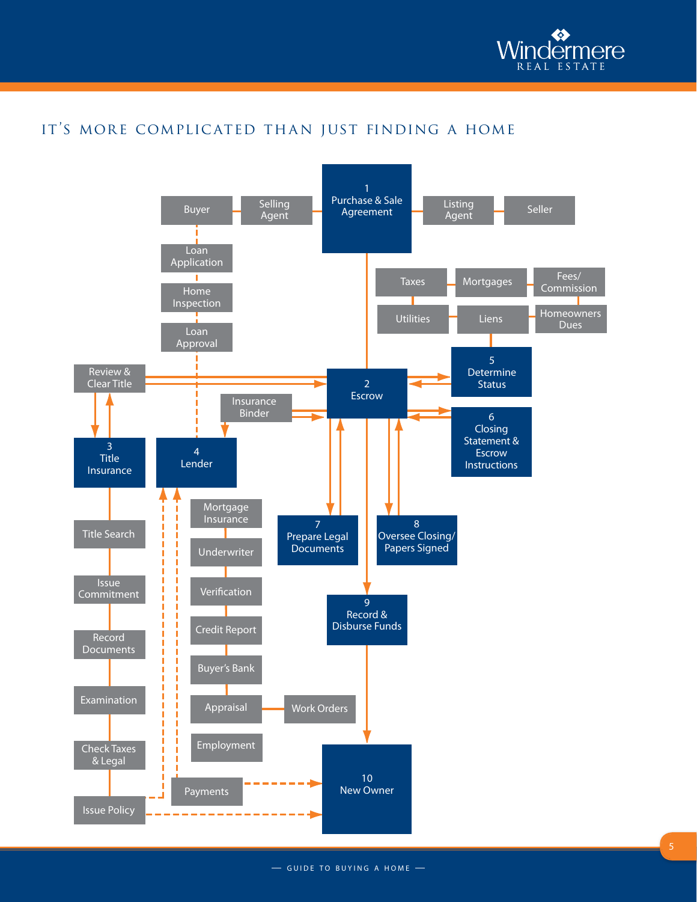# IT'S MORE COMPLICATED THAN JUST FINDING A HOME

1 Purchase & Sale Agreement

Buyer — Selling Agent — Listing Agent — Seller

Loan Application

Home Inspection

Loan Approval

Taxes — Mortgages — Fees/ Commission

Utilities — Liens — Homeowners Dues

5 Determine Status

Review & Clear Title

2 Escrow

Insurance Binder

6 Closing Statement & Escrow Instructions

3 Title Insurance

4 Lender

Title Search

Issue Commitment

Record Documents

Examination

Check Taxes & Legal

Issue Policy

Mortgage Insurance

Underwriter

Verification

Credit Report

Buyer's Bank

Appraisal — Work Orders

Employment

Payments

7 Prepare Legal Documents

8 Oversee Closing/ Papers Signed

9 Record & Disburse Funds

10 New Owner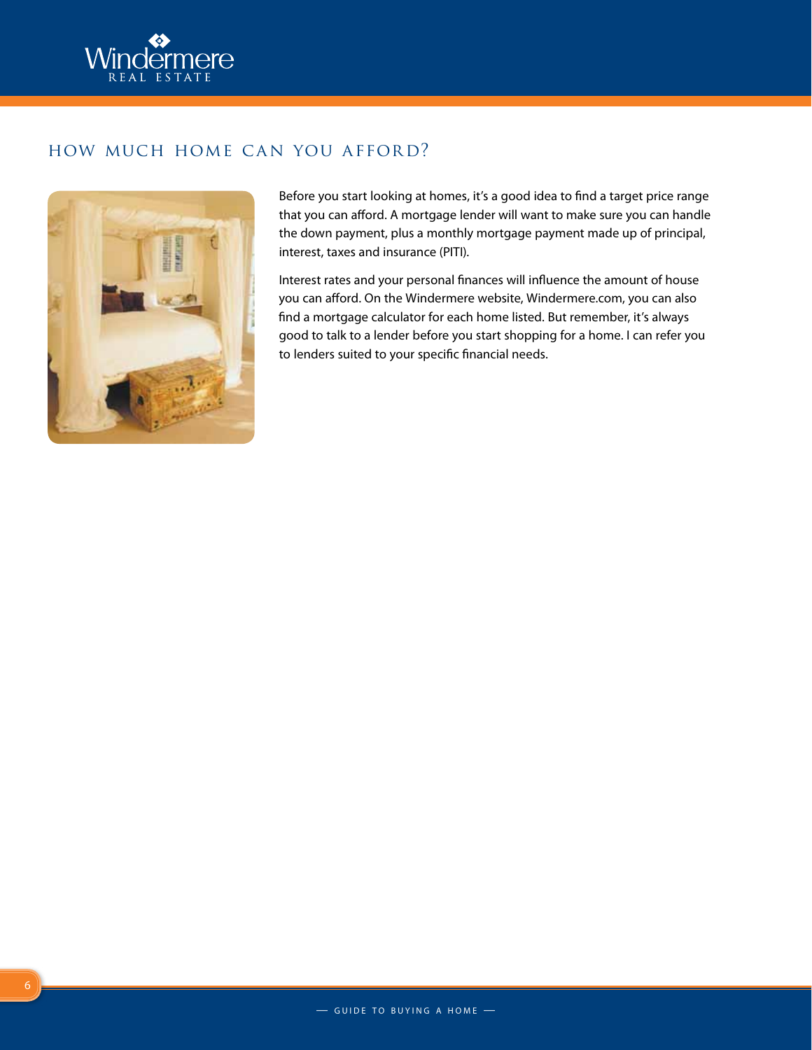## HOW MUCH HOME CAN YOU AFFORD?

Before you start looking at homes, it's a good idea to find a target price range that you can afford. A mortgage lender will want to make sure you can handle the down payment, plus a monthly mortgage payment made up of principal, interest, taxes and insurance (PITI).

Interest rates and your personal finances will influence the amount of house you can afford. On the Windermere website, Windermere.com, you can also find a mortgage calculator for each home listed. But remember, it's always good to talk to a lender before you start shopping for a home. I can refer you to lenders suited to your specific financial needs.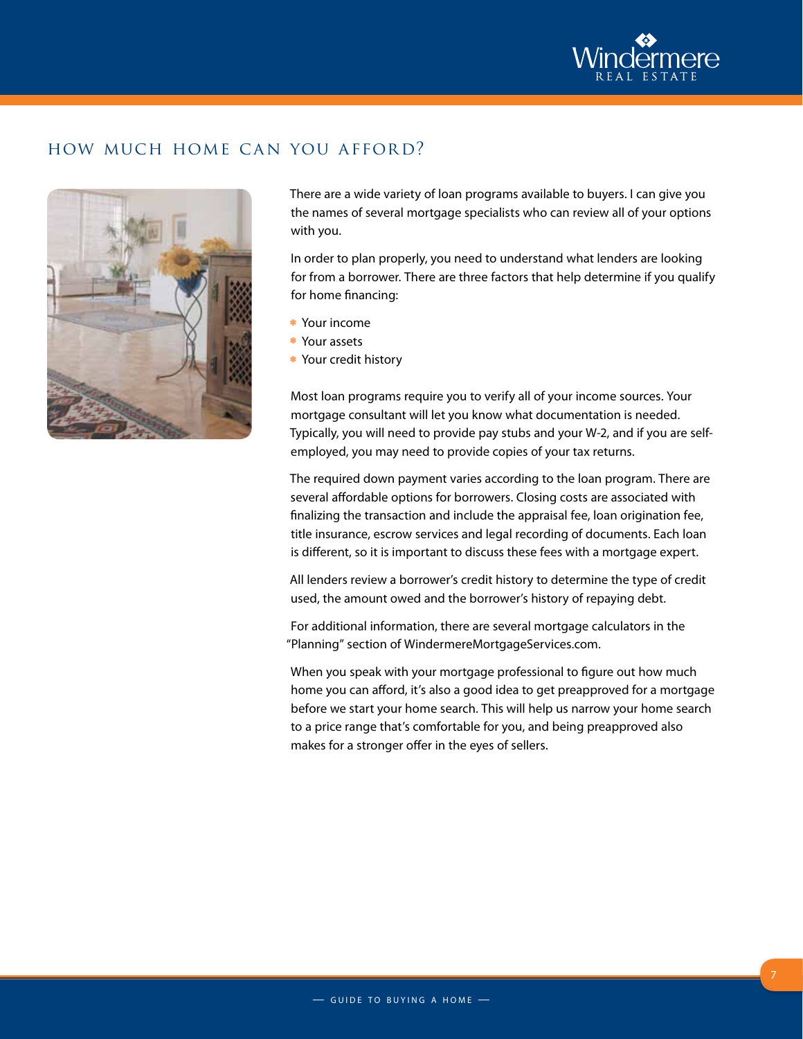## HOW MUCH HOME CAN YOU AFFORD?

There are a wide variety of loan programs available to buyers. I can give you the names of several mortgage specialists who can review all of your options with you.

In order to plan properly, you need to understand what lenders are looking for from a borrower. There are three factors that help determine if you qualify for home financing:

- Your income
- Your assets
- Your credit history

Most loan programs require you to verify all of your income sources. Your mortgage consultant will let you know what documentation is needed. Typically, you will need to provide pay stubs and your W-2, and if you are self-employed, you may need to provide copies of your tax returns.

The required down payment varies according to the loan program. There are several affordable options for borrowers. Closing costs are associated with finalizing the transaction and include the appraisal fee, loan origination fee, title insurance, escrow services and legal recording of documents. Each loan is different, so it is important to discuss these fees with a mortgage expert.

All lenders review a borrower's credit history to determine the type of credit used, the amount owed and the borrower's history of repaying debt.

For additional information, there are several mortgage calculators in the "Planning" section of WindermereMortgageServices.com.

When you speak with your mortgage professional to figure out how much home you can afford, it's also a good idea to get preapproved for a mortgage before we start your home search. This will help us narrow your home search to a price range that's comfortable for you, and being preapproved also makes for a stronger offer in the eyes of sellers.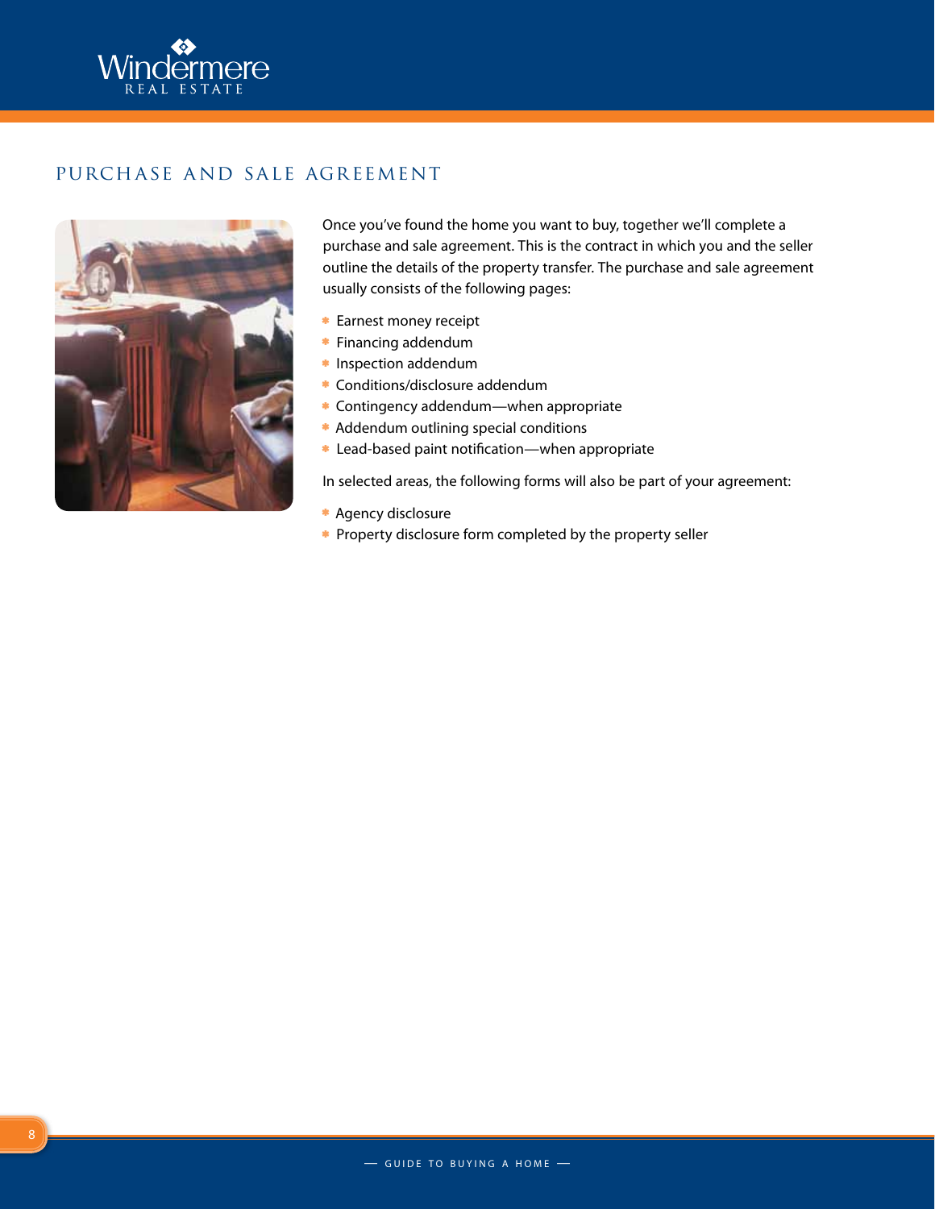## PURCHASE AND SALE AGREEMENT

Once you've found the home you want to buy, together we'll complete a purchase and sale agreement. This is the contract in which you and the seller outline the details of the property transfer. The purchase and sale agreement usually consists of the following pages:

- Earnest money receipt
- Financing addendum
- Inspection addendum
- Conditions/disclosure addendum
- Contingency addendum—when appropriate
- Addendum outlining special conditions
- Lead-based paint notification—when appropriate

In selected areas, the following forms will also be part of your agreement:

- Agency disclosure
- Property disclosure form completed by the property seller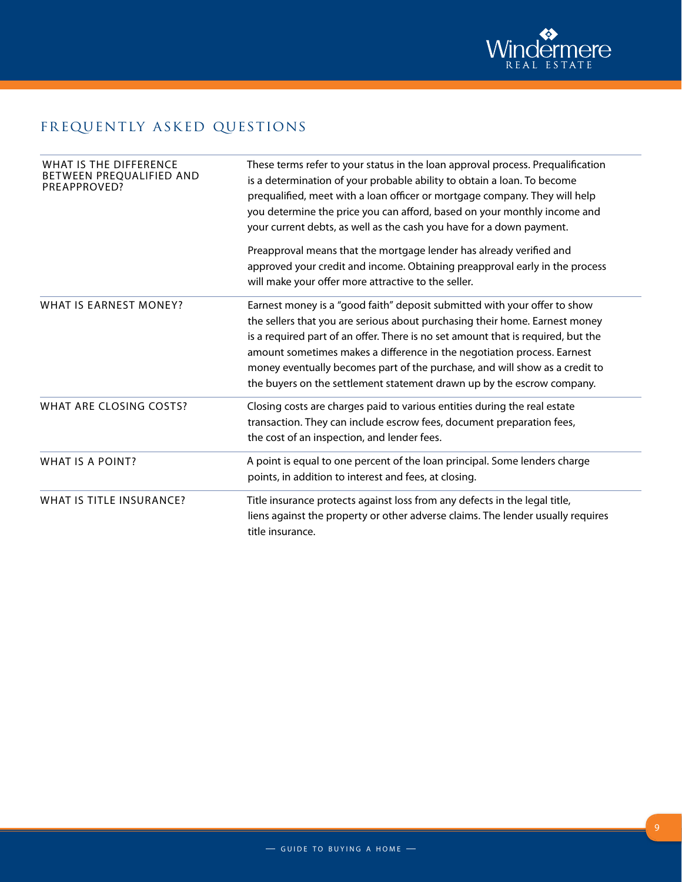## FREQUENTLY ASKED QUESTIONS

| | |
|---|---|
| WHAT IS THE DIFFERENCE BETWEEN PREQUALIFIED AND PREAPPROVED? | These terms refer to your status in the loan approval process. Prequalification is a determination of your probable ability to obtain a loan. To become prequalified, meet with a loan officer or mortgage company. They will help you determine the price you can afford, based on your monthly income and your current debts, as well as the cash you have for a down payment.<br><br>Preapproval means that the mortgage lender has already verified and approved your credit and income. Obtaining preapproval early in the process will make your offer more attractive to the seller. |
| WHAT IS EARNEST MONEY? | Earnest money is a "good faith" deposit submitted with your offer to show the sellers that you are serious about purchasing their home. Earnest money is a required part of an offer. There is no set amount that is required, but the amount sometimes makes a difference in the negotiation process. Earnest money eventually becomes part of the purchase, and will show as a credit to the buyers on the settlement statement drawn up by the escrow company. |
| WHAT ARE CLOSING COSTS? | Closing costs are charges paid to various entities during the real estate transaction. They can include escrow fees, document preparation fees, the cost of an inspection, and lender fees. |
| WHAT IS A POINT? | A point is equal to one percent of the loan principal. Some lenders charge points, in addition to interest and fees, at closing. |
| WHAT IS TITLE INSURANCE? | Title insurance protects against loss from any defects in the legal title, liens against the property or other adverse claims. The lender usually requires title insurance. |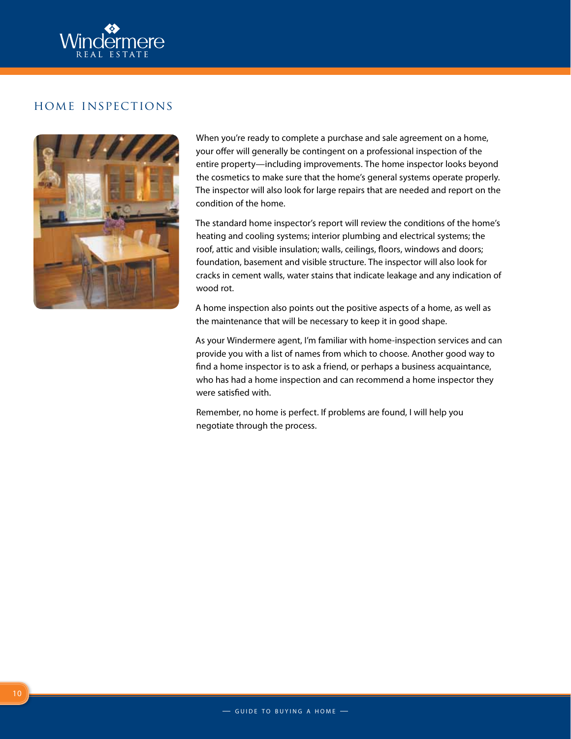## HOME INSPECTIONS

When you're ready to complete a purchase and sale agreement on a home, your offer will generally be contingent on a professional inspection of the entire property—including improvements. The home inspector looks beyond the cosmetics to make sure that the home's general systems operate properly. The inspector will also look for large repairs that are needed and report on the condition of the home.

The standard home inspector's report will review the conditions of the home's heating and cooling systems; interior plumbing and electrical systems; the roof, attic and visible insulation; walls, ceilings, floors, windows and doors; foundation, basement and visible structure. The inspector will also look for cracks in cement walls, water stains that indicate leakage and any indication of wood rot.

A home inspection also points out the positive aspects of a home, as well as the maintenance that will be necessary to keep it in good shape.

As your Windermere agent, I'm familiar with home-inspection services and can provide you with a list of names from which to choose. Another good way to find a home inspector is to ask a friend, or perhaps a business acquaintance, who has had a home inspection and can recommend a home inspector they were satisfied with.

Remember, no home is perfect. If problems are found, I will help you negotiate through the process.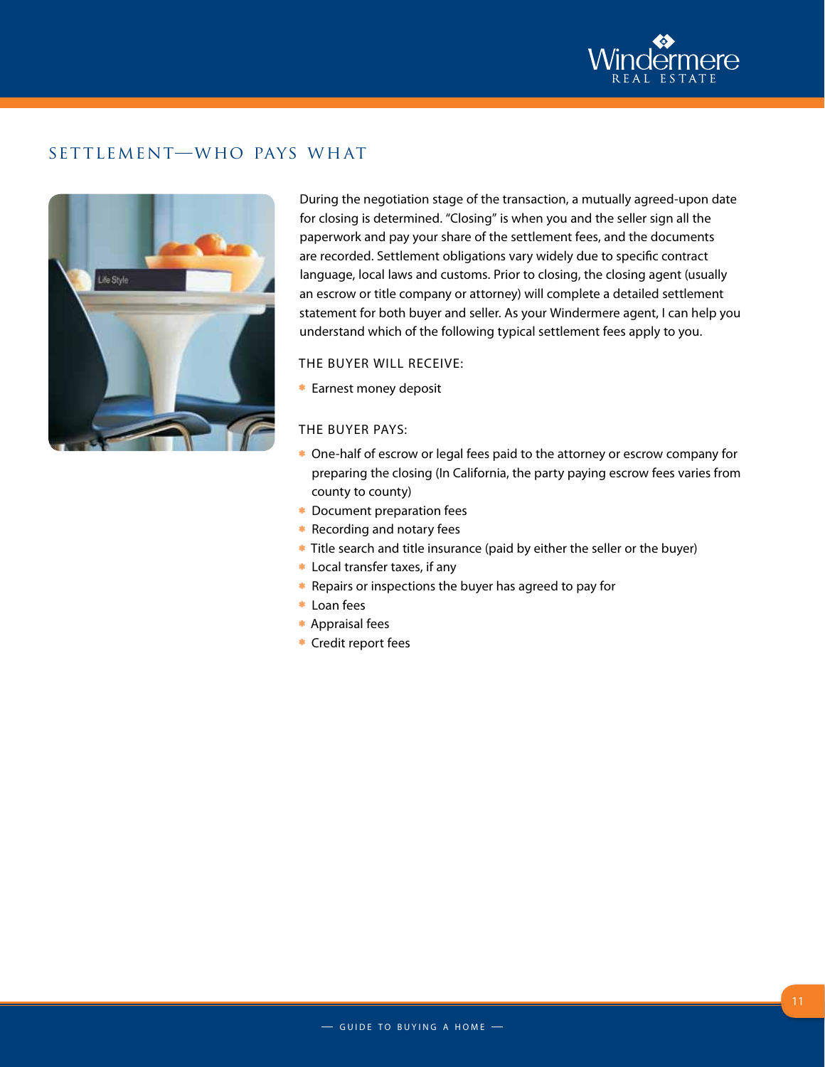## SETTLEMENT—WHO PAYS WHAT

During the negotiation stage of the transaction, a mutually agreed-upon date for closing is determined. "Closing" is when you and the seller sign all the paperwork and pay your share of the settlement fees, and the documents are recorded. Settlement obligations vary widely due to specific contract language, local laws and customs. Prior to closing, the closing agent (usually an escrow or title company or attorney) will complete a detailed settlement statement for both buyer and seller. As your Windermere agent, I can help you understand which of the following typical settlement fees apply to you.

### THE BUYER WILL RECEIVE:

- Earnest money deposit

### THE BUYER PAYS:

- One-half of escrow or legal fees paid to the attorney or escrow company for preparing the closing (In California, the party paying escrow fees varies from county to county)
- Document preparation fees
- Recording and notary fees
- Title search and title insurance (paid by either the seller or the buyer)
- Local transfer taxes, if any
- Repairs or inspections the buyer has agreed to pay for
- Loan fees
- Appraisal fees
- Credit report fees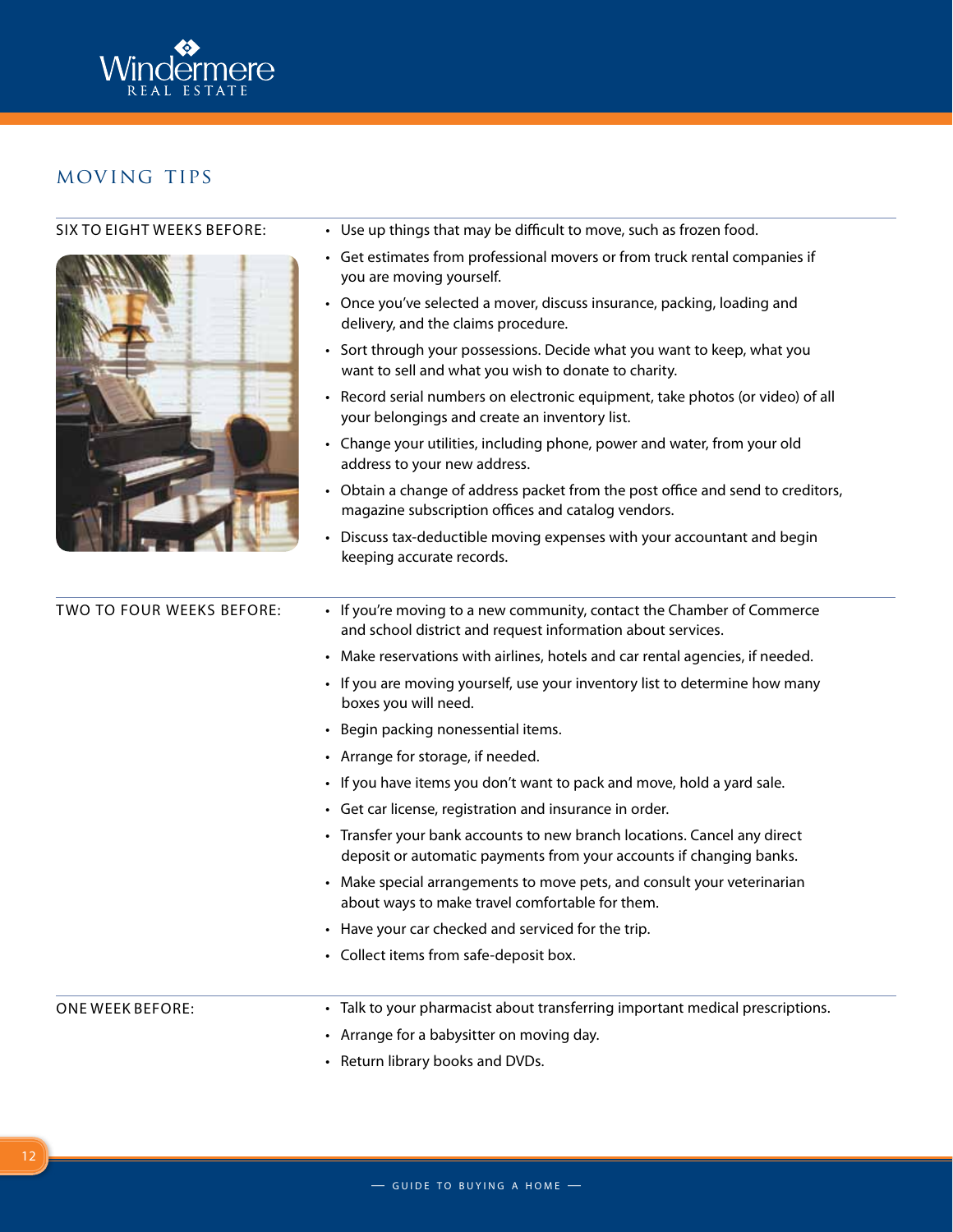## MOVING TIPS

### SIX TO EIGHT WEEKS BEFORE:

- Use up things that may be difficult to move, such as frozen food.
- Get estimates from professional movers or from truck rental companies if you are moving yourself.
- Once you've selected a mover, discuss insurance, packing, loading and delivery, and the claims procedure.
- Sort through your possessions. Decide what you want to keep, what you want to sell and what you wish to donate to charity.
- Record serial numbers on electronic equipment, take photos (or video) of all your belongings and create an inventory list.
- Change your utilities, including phone, power and water, from your old address to your new address.
- Obtain a change of address packet from the post office and send to creditors, magazine subscription offices and catalog vendors.
- Discuss tax-deductible moving expenses with your accountant and begin keeping accurate records.

### TWO TO FOUR WEEKS BEFORE:

- If you're moving to a new community, contact the Chamber of Commerce and school district and request information about services.
- Make reservations with airlines, hotels and car rental agencies, if needed.
- If you are moving yourself, use your inventory list to determine how many boxes you will need.
- Begin packing nonessential items.
- Arrange for storage, if needed.
- If you have items you don't want to pack and move, hold a yard sale.
- Get car license, registration and insurance in order.
- Transfer your bank accounts to new branch locations. Cancel any direct deposit or automatic payments from your accounts if changing banks.
- Make special arrangements to move pets, and consult your veterinarian about ways to make travel comfortable for them.
- Have your car checked and serviced for the trip.
- Collect items from safe-deposit box.

### ONE WEEK BEFORE:

- Talk to your pharmacist about transferring important medical prescriptions.
- Arrange for a babysitter on moving day.
- Return library books and DVDs.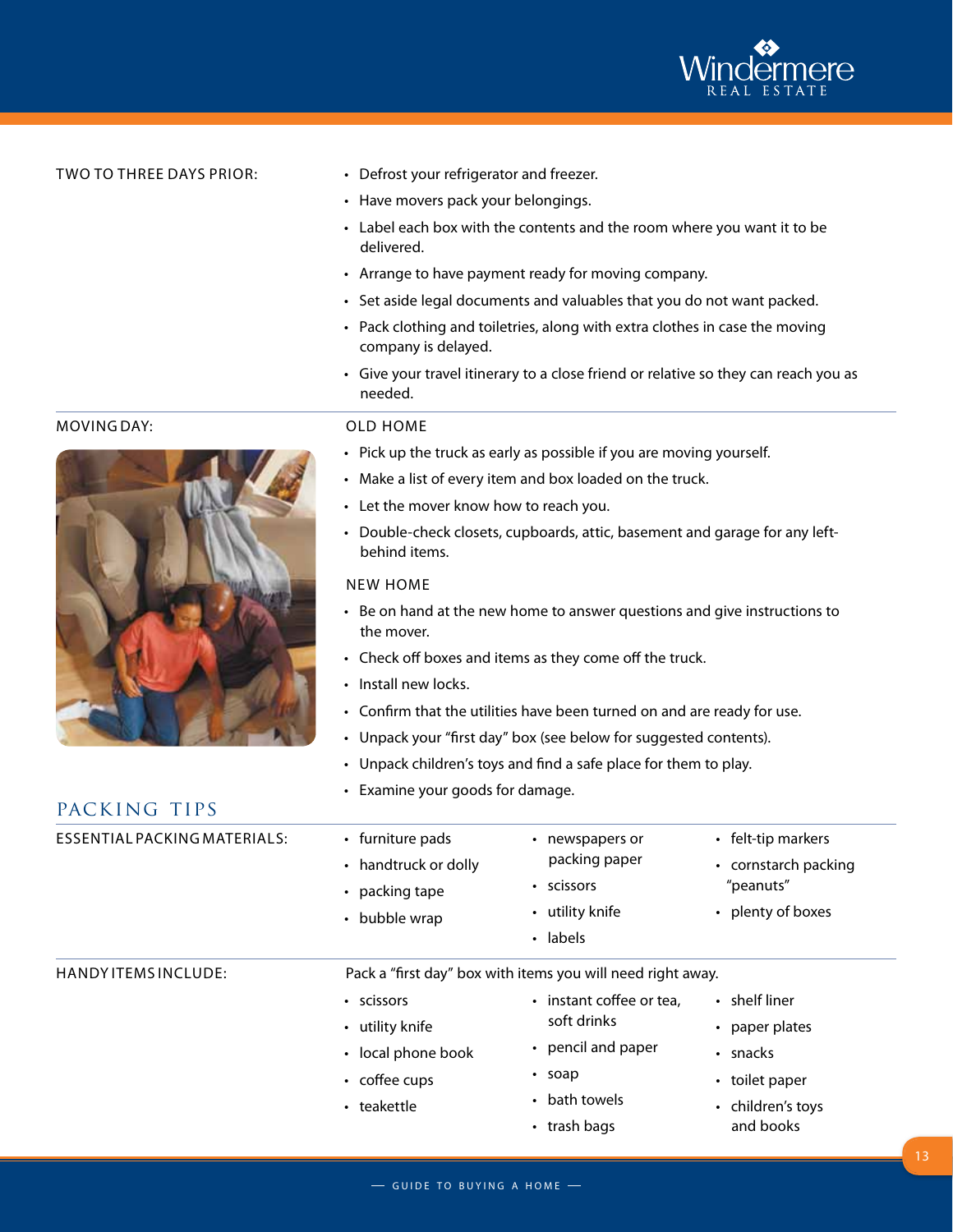TWO TO THREE DAYS PRIOR:

- Defrost your refrigerator and freezer.
- Have movers pack your belongings.
- Label each box with the contents and the room where you want it to be delivered.
- Arrange to have payment ready for moving company.
- Set aside legal documents and valuables that you do not want packed.
- Pack clothing and toiletries, along with extra clothes in case the moving company is delayed.
- Give your travel itinerary to a close friend or relative so they can reach you as needed.

MOVING DAY:

OLD HOME

- Pick up the truck as early as possible if you are moving yourself.
- Make a list of every item and box loaded on the truck.
- Let the mover know how to reach you.
- Double-check closets, cupboards, attic, basement and garage for any left-behind items.

NEW HOME

- Be on hand at the new home to answer questions and give instructions to the mover.
- Check off boxes and items as they come off the truck.
- Install new locks.
- Confirm that the utilities have been turned on and are ready for use.
- Unpack your "first day" box (see below for suggested contents).
- Unpack children's toys and find a safe place for them to play.
- Examine your goods for damage.

## PACKING TIPS

ESSENTIAL PACKING MATERIALS:

- furniture pads
- handtruck or dolly
- packing tape
- bubble wrap
- newspapers or packing paper
- scissors
- utility knife
- labels
- felt-tip markers
- cornstarch packing "peanuts"
- plenty of boxes

HANDY ITEMS INCLUDE:

Pack a "first day" box with items you will need right away.

- scissors
- utility knife
- local phone book
- coffee cups
- teakettle
- instant coffee or tea, soft drinks
- pencil and paper
- soap
- bath towels
- trash bags
- shelf liner
- paper plates
- snacks
- toilet paper
- children's toys and books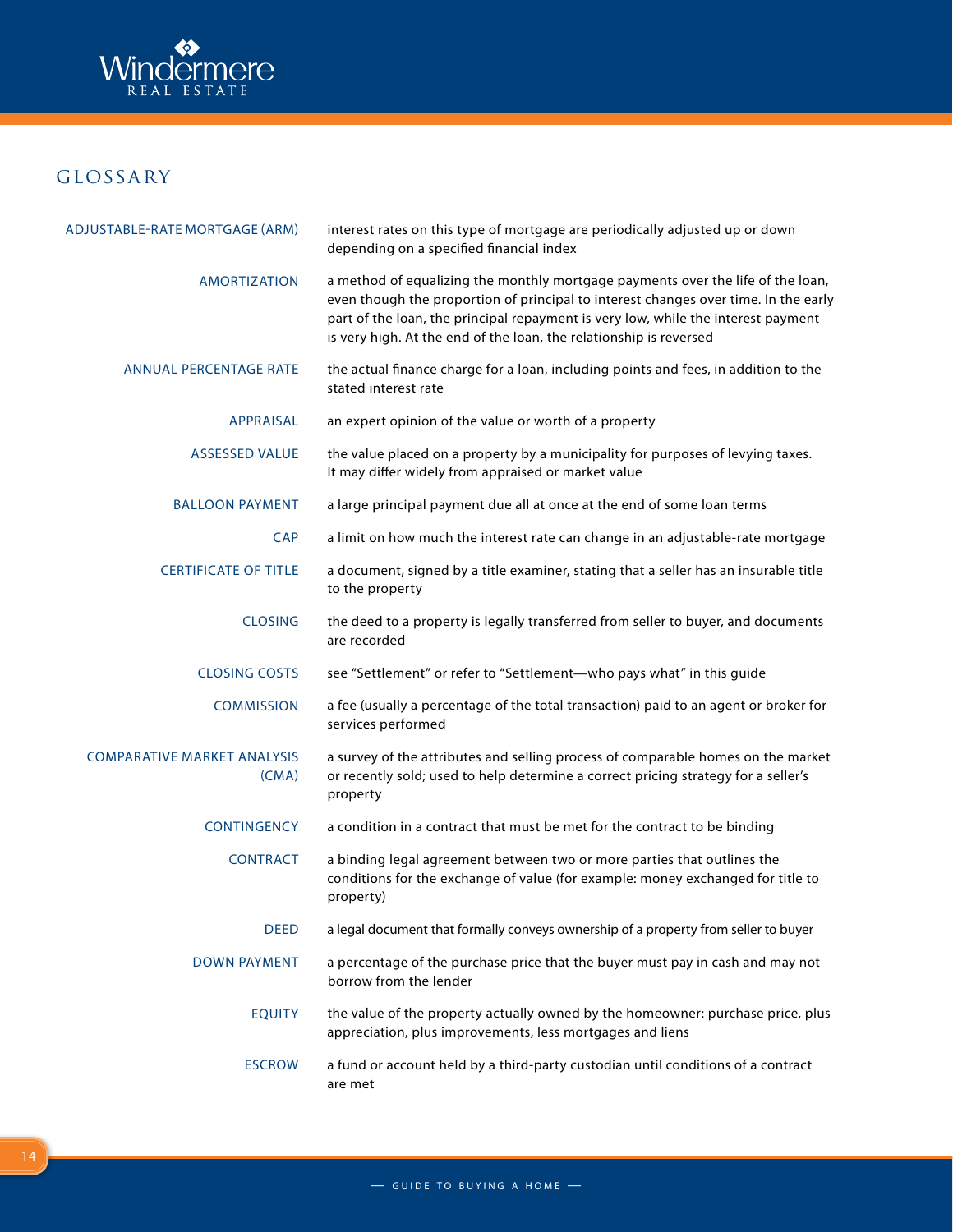## GLOSSARY

| | |
|---|---|
| ADJUSTABLE-RATE MORTGAGE (ARM) | interest rates on this type of mortgage are periodically adjusted up or down depending on a specified financial index |
| AMORTIZATION | a method of equalizing the monthly mortgage payments over the life of the loan, even though the proportion of principal to interest changes over time. In the early part of the loan, the principal repayment is very low, while the interest payment is very high. At the end of the loan, the relationship is reversed |
| ANNUAL PERCENTAGE RATE | the actual finance charge for a loan, including points and fees, in addition to the stated interest rate |
| APPRAISAL | an expert opinion of the value or worth of a property |
| ASSESSED VALUE | the value placed on a property by a municipality for purposes of levying taxes. It may differ widely from appraised or market value |
| BALLOON PAYMENT | a large principal payment due all at once at the end of some loan terms |
| CAP | a limit on how much the interest rate can change in an adjustable-rate mortgage |
| CERTIFICATE OF TITLE | a document, signed by a title examiner, stating that a seller has an insurable title to the property |
| CLOSING | the deed to a property is legally transferred from seller to buyer, and documents are recorded |
| CLOSING COSTS | see "Settlement" or refer to "Settlement—who pays what" in this guide |
| COMMISSION | a fee (usually a percentage of the total transaction) paid to an agent or broker for services performed |
| COMPARATIVE MARKET ANALYSIS (CMA) | a survey of the attributes and selling process of comparable homes on the market or recently sold; used to help determine a correct pricing strategy for a seller's property |
| CONTINGENCY | a condition in a contract that must be met for the contract to be binding |
| CONTRACT | a binding legal agreement between two or more parties that outlines the conditions for the exchange of value (for example: money exchanged for title to property) |
| DEED | a legal document that formally conveys ownership of a property from seller to buyer |
| DOWN PAYMENT | a percentage of the purchase price that the buyer must pay in cash and may not borrow from the lender |
| EQUITY | the value of the property actually owned by the homeowner: purchase price, plus appreciation, plus improvements, less mortgages and liens |
| ESCROW | a fund or account held by a third-party custodian until conditions of a contract are met |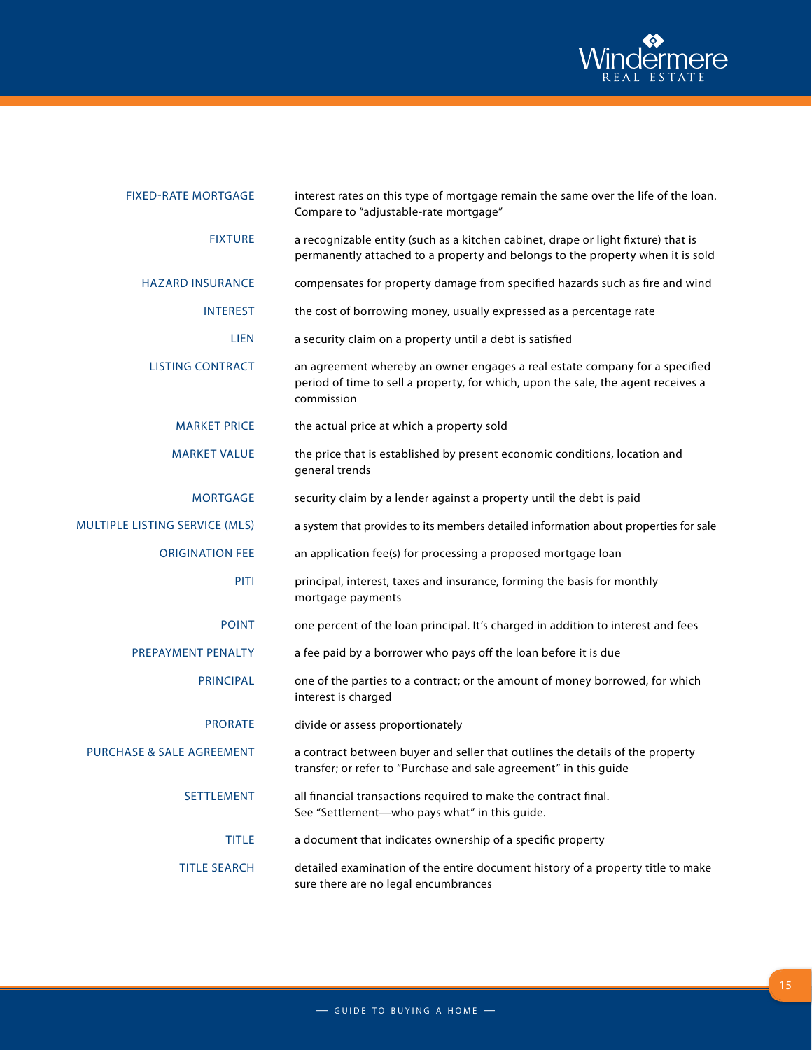**FIXED-RATE MORTGAGE** interest rates on this type of mortgage remain the same over the life of the loan. Compare to "adjustable-rate mortgage"

**FIXTURE** a recognizable entity (such as a kitchen cabinet, drape or light fixture) that is permanently attached to a property and belongs to the property when it is sold

**HAZARD INSURANCE** compensates for property damage from specified hazards such as fire and wind

**INTEREST** the cost of borrowing money, usually expressed as a percentage rate

**LIEN** a security claim on a property until a debt is satisfied

**LISTING CONTRACT** an agreement whereby an owner engages a real estate company for a specified period of time to sell a property, for which, upon the sale, the agent receives a commission

**MARKET PRICE** the actual price at which a property sold

**MARKET VALUE** the price that is established by present economic conditions, location and general trends

**MORTGAGE** security claim by a lender against a property until the debt is paid

**MULTIPLE LISTING SERVICE (MLS)** a system that provides to its members detailed information about properties for sale

**ORIGINATION FEE** an application fee(s) for processing a proposed mortgage loan

**PITI** principal, interest, taxes and insurance, forming the basis for monthly mortgage payments

**POINT** one percent of the loan principal. It's charged in addition to interest and fees

**PREPAYMENT PENALTY** a fee paid by a borrower who pays off the loan before it is due

**PRINCIPAL** one of the parties to a contract; or the amount of money borrowed, for which interest is charged

**PRORATE** divide or assess proportionately

**PURCHASE & SALE AGREEMENT** a contract between buyer and seller that outlines the details of the property transfer; or refer to "Purchase and sale agreement" in this guide

**SETTLEMENT** all financial transactions required to make the contract final. See "Settlement—who pays what" in this guide.

**TITLE** a document that indicates ownership of a specific property

**TITLE SEARCH** detailed examination of the entire document history of a property title to make sure there are no legal encumbrances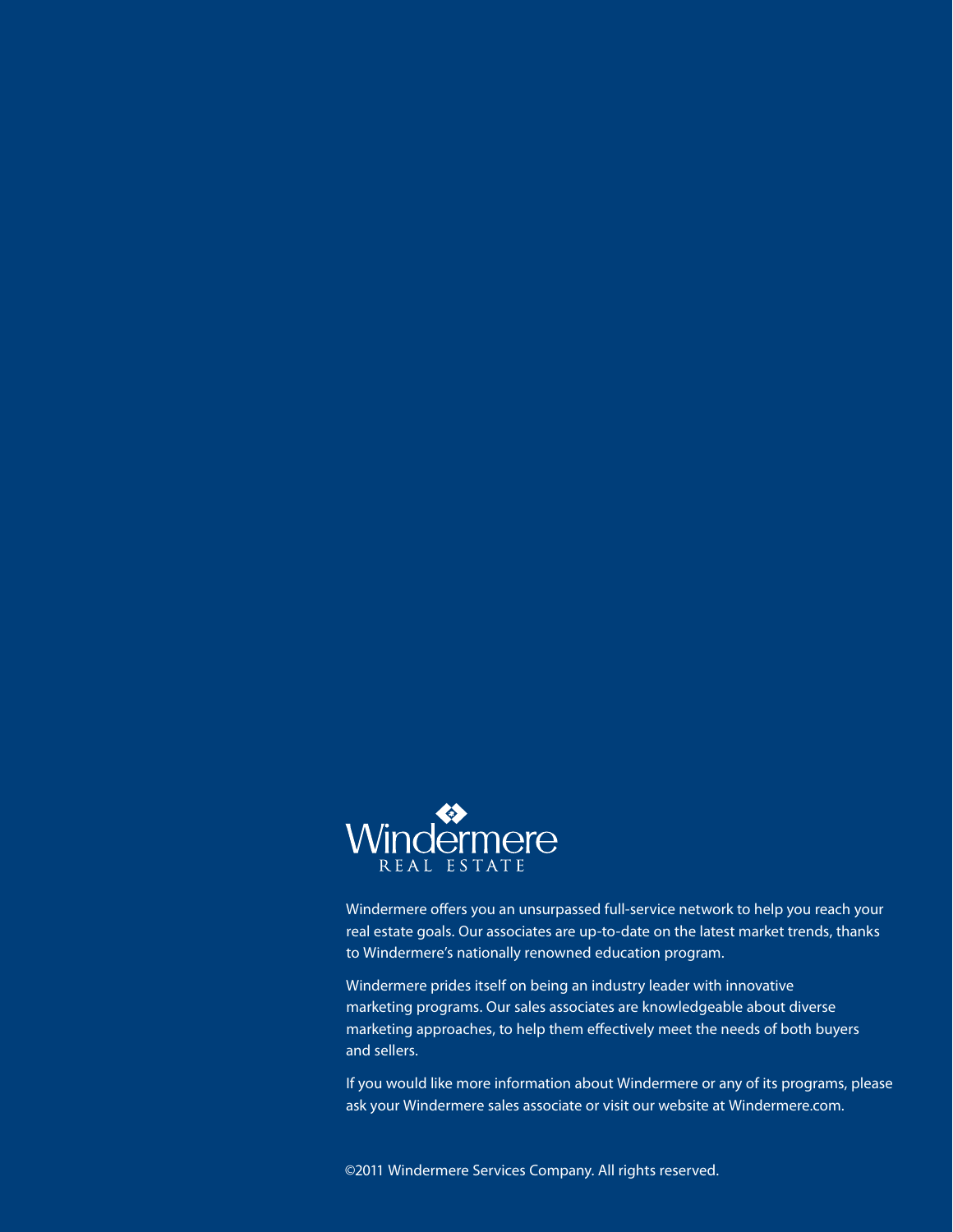Windermere
REAL ESTATE

Windermere offers you an unsurpassed full-service network to help you reach your real estate goals. Our associates are up-to-date on the latest market trends, thanks to Windermere's nationally renowned education program.

Windermere prides itself on being an industry leader with innovative marketing programs. Our sales associates are knowledgeable about diverse marketing approaches, to help them effectively meet the needs of both buyers and sellers.

If you would like more information about Windermere or any of its programs, please ask your Windermere sales associate or visit our website at Windermere.com.

©2011 Windermere Services Company. All rights reserved.